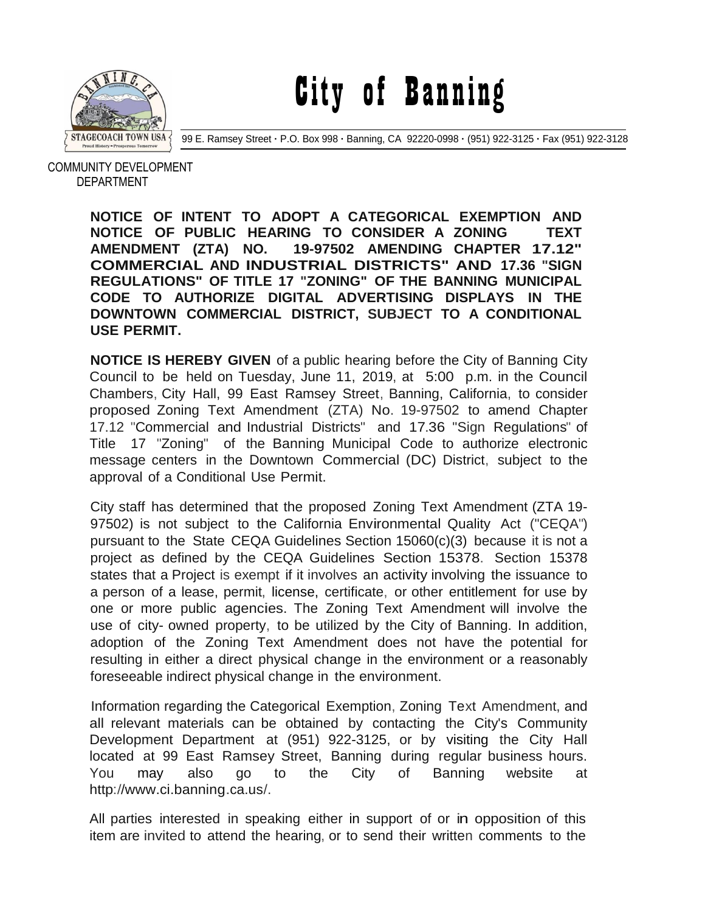# City of Banning

99 E. Ramsey Street · P.O. Box 998 · Banning, CA 92220-0998 · (951) 922-3125 · Fax (951) 922-3128

COMMUNITY DEVELOPMENT DEPARTMENT

**NOTICE OF INTENT TO ADOPT A CATEGORICAL EXEMPTION AND NOTICE OF PUBLIC HEARING TO CONSIDER A ZONING TEXT AMENDMENT (ZTA) NO. 19-97502 AMENDING CHAPTER 17.12" COMMERCIAL AND INDUSTRIAL DISTRICTS" AND 17.36 "SIGN REGULATIONS" OF TITLE 17 "ZONING" OF THE BANNING MUNICIPAL CODE TO AUTHORIZE DIGITAL ADVERTISING DISPLAYS IN THE DOWNTOWN COMMERCIAL DISTRICT, SUBJECT TO A CONDITIONAL USE PERMIT.**

**NOTICE IS HEREBY GIVEN** of a public hearing before the City of Banning City Council to be held on Tuesday, June 11, 2019, at 5:00 p.m. in the Council Chambers, City Hall, 99 East Ramsey Street, Banning, California, to consider proposed Zoning Text Amendment (ZTA) No. 19-97502 to amend Chapter 17.12 "Commercial and Industrial Districts" and 17.36 "Sign Regulations" of Title 17 "Zoning" of the Banning Municipal Code to authorize electronic message centers in the Downtown Commercial (DC) District, subject to the approval of a Conditional Use Permit.

City staff has determined that the proposed Zoning Text Amendment (ZTA 19-97502) is not subject to the California Environmental Quality Act ("CEQA") pursuant to the State CEQA Guidelines Section 15060(c)(3) because it is not a project as defined by the CEQA Guidelines Section 15378. Section 15378 states that a Project is exempt if it involves an activity involving the issuance to a person of a lease, permit, license, certificate, or other entitlement for use by one or more public agencies. The Zoning Text Amendment will involve the use of city- owned property, to be utilized by the City of Banning. In addition, adoption of the Zoning Text Amendment does not have the potential for resulting in either a direct physical change in the environment or a reasonably foreseeable indirect physical change in the environment.

Information regarding the Categorical Exemption, Zoning Text Amendment, and all relevant materials can be obtained by contacting the City's Community Development Department at (951) 922-3125, or by visiting the City Hall located at 99 East Ramsey Street, Banning during regular business hours. You may also go to the City of Banning website at http://www.ci.banning.ca.us/.

All parties interested in speaking either in support of or in opposition of this item are invited to attend the hearing, or to send their written comments to the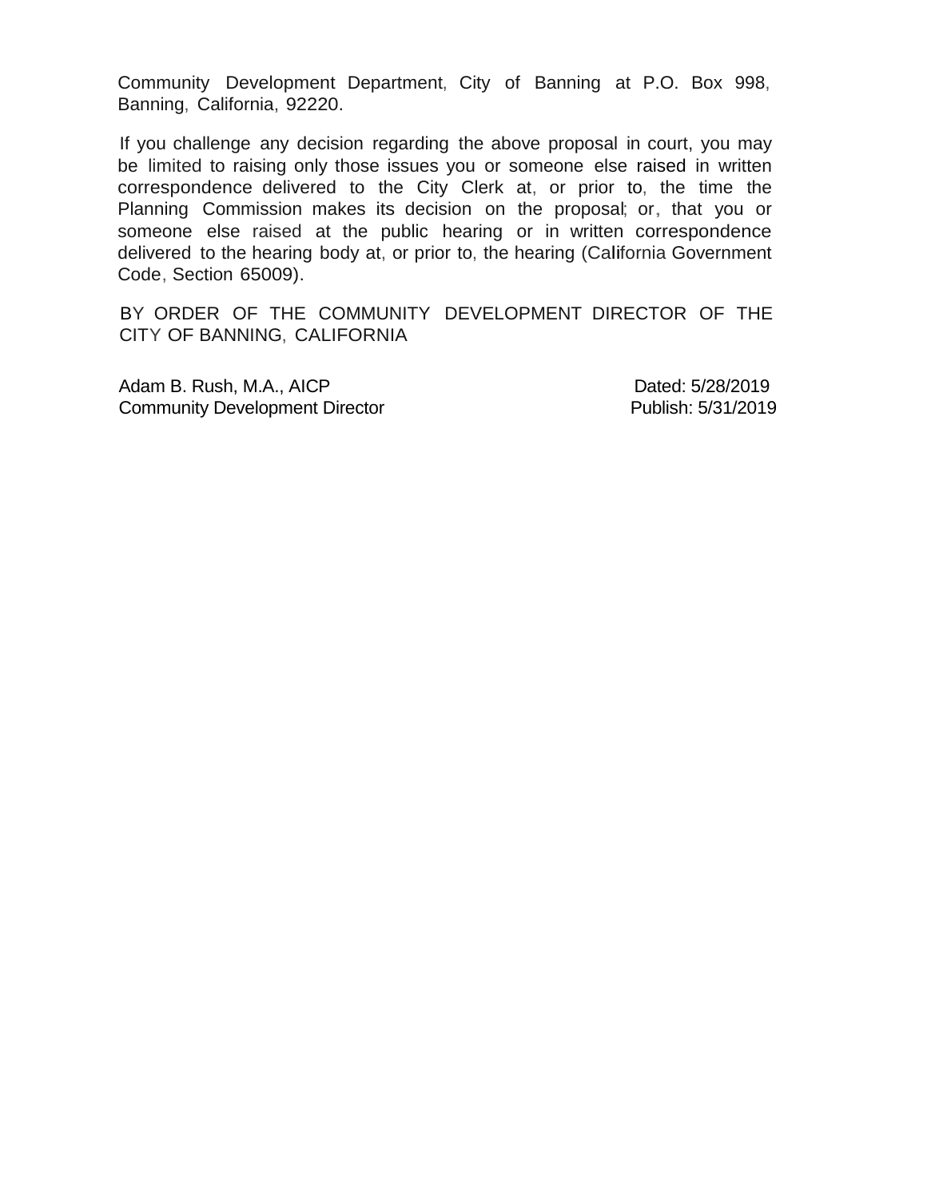Community Development Department, City of Banning at P.O. Box 998, Banning, California, 92220.

If you challenge any decision regarding the above proposal in court, you may be limited to raising only those issues you or someone else raised in written correspondence delivered to the City Clerk at, or prior to, the time the Planning Commission makes its decision on the proposal; or, that you or someone else raised at the public hearing or in written correspondence delivered to the hearing body at, or prior to, the hearing (California Government Code, Section 65009).

BY ORDER OF THE COMMUNITY DEVELOPMENT DIRECTOR OF THE CITY OF BANNING, CALIFORNIA

Adam B. Rush, M.A., AICP
Community Development Director

Dated: 5/28/2019
Publish: 5/31/2019